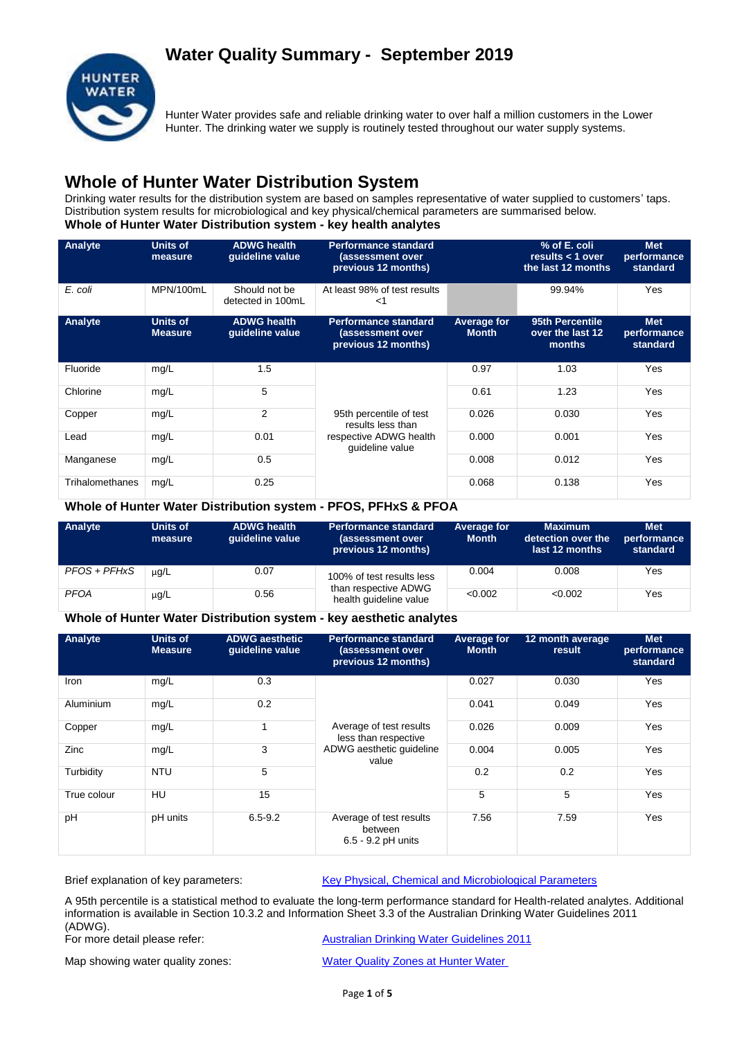# Water Quality Summary - September 2019

Hunter Water provides safe and reliable drinking water to over half a million customers in the Lower Hunter. The drinking water we supply is routinely tested throughout our water supply systems.

## Whole of Hunter Water Distribution System

Drinking water results for the distribution system are based on samples representative of water supplied to customers' taps. Distribution system results for microbiological and key physical/chemical parameters are summarised below.

### Whole of Hunter Water Distribution system - key health analytes

| Analyte | Units of measure | ADWG health guideline value | Performance standard (assessment over previous 12 months) | | % of E. coli results < 1 over the last 12 months | Met performance standard |
|---|---|---|---|---|---|---|
| *E. coli* | MPN/100mL | Should not be detected in 100mL | At least 98% of test results <1 | | 99.94% | Yes |

| Analyte | Units of Measure | ADWG health guideline value | Performance standard (assessment over previous 12 months) | Average for Month | 95th Percentile over the last 12 months | Met performance standard |
|---|---|---|---|---|---|---|
| Fluoride | mg/L | 1.5 | 95th percentile of test results less than respective ADWG health guideline value | 0.97 | 1.03 | Yes |
| Chlorine | mg/L | 5 | | 0.61 | 1.23 | Yes |
| Copper | mg/L | 2 | | 0.026 | 0.030 | Yes |
| Lead | mg/L | 0.01 | | 0.000 | 0.001 | Yes |
| Manganese | mg/L | 0.5 | | 0.008 | 0.012 | Yes |
| Trihalomethanes | mg/L | 0.25 | | 0.068 | 0.138 | Yes |

### Whole of Hunter Water Distribution system - PFOS, PFHxS & PFOA

| Analyte | Units of measure | ADWG health guideline value | Performance standard (assessment over previous 12 months) | Average for Month | Maximum detection over the last 12 months | Met performance standard |
|---|---|---|---|---|---|---|
| *PFOS + PFHxS* | µg/L | 0.07 | 100% of test results less than respective ADWG health guideline value | 0.004 | 0.008 | Yes |
| *PFOA* | µg/L | 0.56 | | <0.002 | <0.002 | Yes |

### Whole of Hunter Water Distribution system - key aesthetic analytes

| Analyte | Units of Measure | ADWG aesthetic guideline value | Performance standard (assessment over previous 12 months) | Average for Month | 12 month average result | Met performance standard |
|---|---|---|---|---|---|---|
| Iron | mg/L | 0.3 | Average of test results less than respective ADWG aesthetic guideline value | 0.027 | 0.030 | Yes |
| Aluminium | mg/L | 0.2 | | 0.041 | 0.049 | Yes |
| Copper | mg/L | 1 | | 0.026 | 0.009 | Yes |
| Zinc | mg/L | 3 | | 0.004 | 0.005 | Yes |
| Turbidity | NTU | 5 | | 0.2 | 0.2 | Yes |
| True colour | HU | 15 | | 5 | 5 | Yes |
| pH | pH units | 6.5-9.2 | Average of test results between 6.5 - 9.2 pH units | 7.56 | 7.59 | Yes |

Brief explanation of key parameters: [Key Physical, Chemical and Microbiological Parameters]

A 95th percentile is a statistical method to evaluate the long-term performance standard for Health-related analytes. Additional information is available in Section 10.3.2 and Information Sheet 3.3 of the Australian Drinking Water Guidelines 2011 (ADWG).

For more detail please refer: [Australian Drinking Water Guidelines 2011]

Map showing water quality zones: [Water Quality Zones at Hunter Water]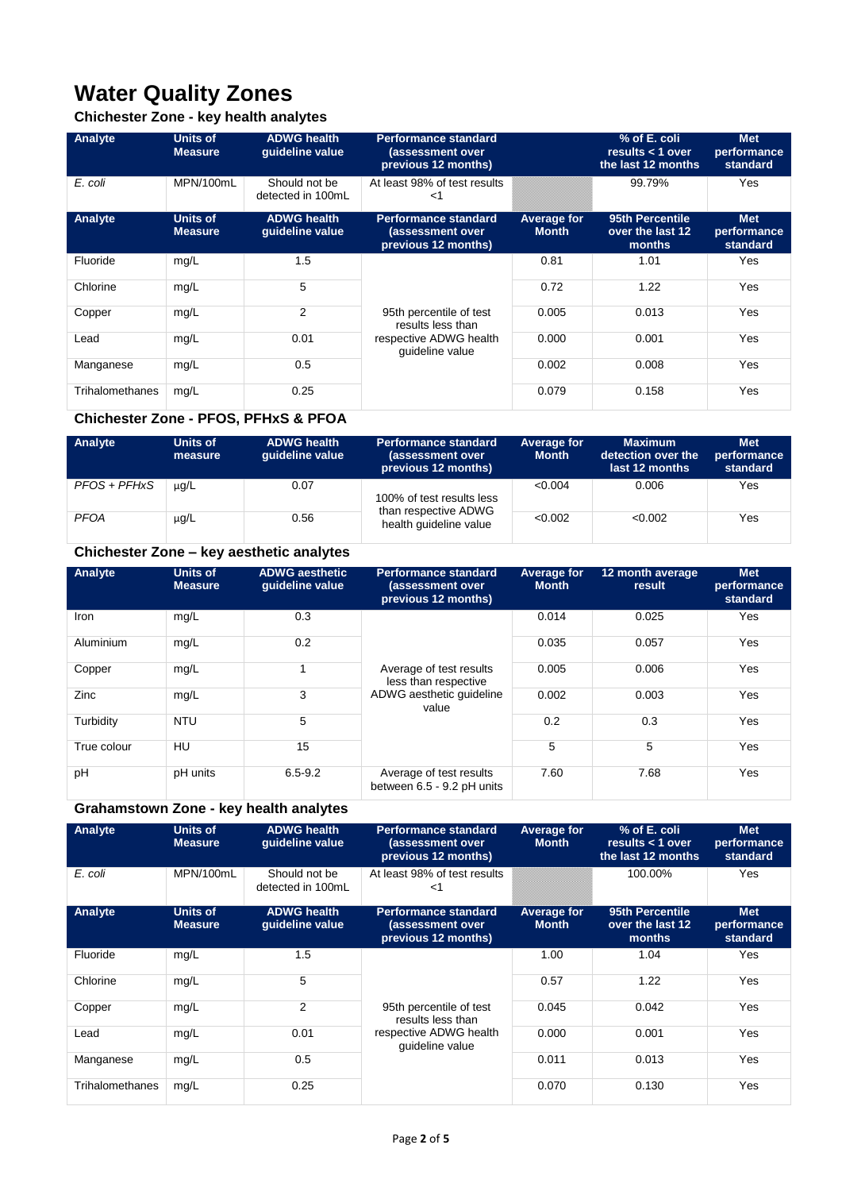# Water Quality Zones

### Chichester Zone - key health analytes

| Analyte | Units of Measure | ADWG health guideline value | Performance standard (assessment over previous 12 months) | | % of E. coli results < 1 over the last 12 months | Met performance standard |
|---|---|---|---|---|---|---|
| *E. coli* | MPN/100mL | Should not be detected in 100mL | At least 98% of test results <1 | | 99.79% | Yes |

| Analyte | Units of Measure | ADWG health guideline value | Performance standard (assessment over previous 12 months) | Average for Month | 95th Percentile over the last 12 months | Met performance standard |
|---|---|---|---|---|---|---|
| Fluoride | mg/L | 1.5 | 95th percentile of test results less than respective ADWG health guideline value | 0.81 | 1.01 | Yes |
| Chlorine | mg/L | 5 | | 0.72 | 1.22 | Yes |
| Copper | mg/L | 2 | | 0.005 | 0.013 | Yes |
| Lead | mg/L | 0.01 | | 0.000 | 0.001 | Yes |
| Manganese | mg/L | 0.5 | | 0.002 | 0.008 | Yes |
| Trihalomethanes | mg/L | 0.25 | | 0.079 | 0.158 | Yes |

### Chichester Zone - PFOS, PFHxS & PFOA

| Analyte | Units of measure | ADWG health guideline value | Performance standard (assessment over previous 12 months) | Average for Month | Maximum detection over the last 12 months | Met performance standard |
|---|---|---|---|---|---|---|
| *PFOS + PFHxS* | µg/L | 0.07 | 100% of test results less than respective ADWG health guideline value | <0.004 | 0.006 | Yes |
| *PFOA* | µg/L | 0.56 | | <0.002 | <0.002 | Yes |

### Chichester Zone – key aesthetic analytes

| Analyte | Units of Measure | ADWG aesthetic guideline value | Performance standard (assessment over previous 12 months) | Average for Month | 12 month average result | Met performance standard |
|---|---|---|---|---|---|---|
| Iron | mg/L | 0.3 | Average of test results less than respective ADWG aesthetic guideline value | 0.014 | 0.025 | Yes |
| Aluminium | mg/L | 0.2 | | 0.035 | 0.057 | Yes |
| Copper | mg/L | 1 | | 0.005 | 0.006 | Yes |
| Zinc | mg/L | 3 | | 0.002 | 0.003 | Yes |
| Turbidity | NTU | 5 | | 0.2 | 0.3 | Yes |
| True colour | HU | 15 | | 5 | 5 | Yes |
| pH | pH units | 6.5-9.2 | Average of test results between 6.5 - 9.2 pH units | 7.60 | 7.68 | Yes |

### Grahamstown Zone - key health analytes

| Analyte | Units of Measure | ADWG health guideline value | Performance standard (assessment over previous 12 months) | Average for Month | % of E. coli results < 1 over the last 12 months | Met performance standard |
|---|---|---|---|---|---|---|
| *E. coli* | MPN/100mL | Should not be detected in 100mL | At least 98% of test results <1 | | 100.00% | Yes |

| Analyte | Units of Measure | ADWG health guideline value | Performance standard (assessment over previous 12 months) | Average for Month | 95th Percentile over the last 12 months | Met performance standard |
|---|---|---|---|---|---|---|
| Fluoride | mg/L | 1.5 | 95th percentile of test results less than respective ADWG health guideline value | 1.00 | 1.04 | Yes |
| Chlorine | mg/L | 5 | | 0.57 | 1.22 | Yes |
| Copper | mg/L | 2 | | 0.045 | 0.042 | Yes |
| Lead | mg/L | 0.01 | | 0.000 | 0.001 | Yes |
| Manganese | mg/L | 0.5 | | 0.011 | 0.013 | Yes |
| Trihalomethanes | mg/L | 0.25 | | 0.070 | 0.130 | Yes |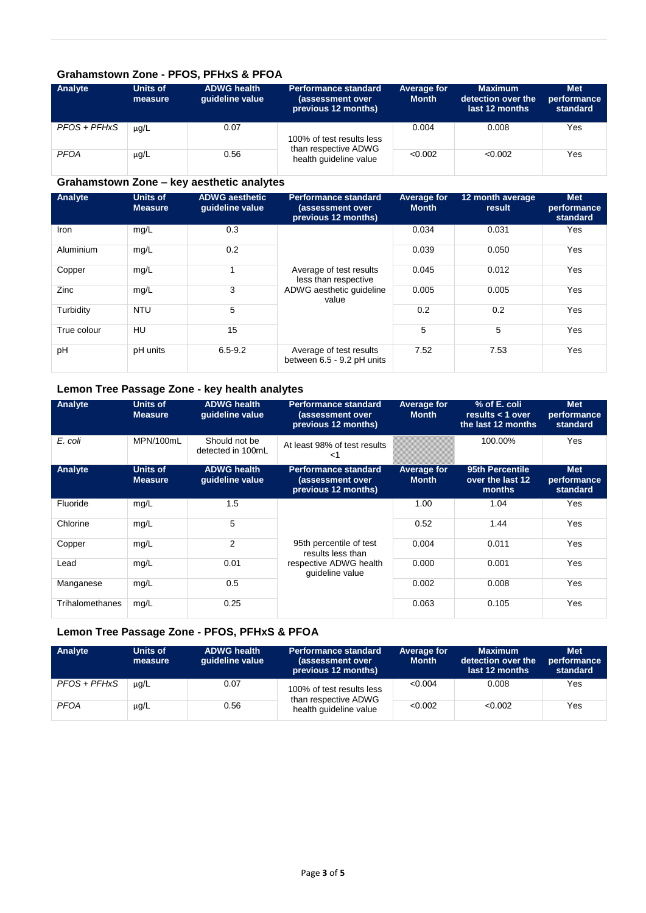## Grahamstown Zone - PFOS, PFHxS & PFOA

| Analyte | Units of measure | ADWG health guideline value | Performance standard (assessment over previous 12 months) | Average for Month | Maximum detection over the last 12 months | Met performance standard |
|---|---|---|---|---|---|---|
| *PFOS + PFHxS* | µg/L | 0.07 | 100% of test results less than respective ADWG health guideline value | 0.004 | 0.008 | Yes |
| *PFOA* | µg/L | 0.56 | | <0.002 | <0.002 | Yes |

## Grahamstown Zone – key aesthetic analytes

| Analyte | Units of Measure | ADWG aesthetic guideline value | Performance standard (assessment over previous 12 months) | Average for Month | 12 month average result | Met performance standard |
|---|---|---|---|---|---|---|
| Iron | mg/L | 0.3 | Average of test results less than respective ADWG aesthetic guideline value | 0.034 | 0.031 | Yes |
| Aluminium | mg/L | 0.2 | | 0.039 | 0.050 | Yes |
| Copper | mg/L | 1 | | 0.045 | 0.012 | Yes |
| Zinc | mg/L | 3 | | 0.005 | 0.005 | Yes |
| Turbidity | NTU | 5 | | 0.2 | 0.2 | Yes |
| True colour | HU | 15 | | 5 | 5 | Yes |
| pH | pH units | 6.5-9.2 | Average of test results between 6.5 - 9.2 pH units | 7.52 | 7.53 | Yes |

## Lemon Tree Passage Zone - key health analytes

| Analyte | Units of Measure | ADWG health guideline value | Performance standard (assessment over previous 12 months) | Average for Month | % of E. coli results < 1 over the last 12 months | Met performance standard |
|---|---|---|---|---|---|---|
| *E. coli* | MPN/100mL | Should not be detected in 100mL | At least 98% of test results <1 | | 100.00% | Yes |
| **Analyte** | **Units of Measure** | **ADWG health guideline value** | **Performance standard (assessment over previous 12 months)** | **Average for Month** | **95th Percentile over the last 12 months** | **Met performance standard** |
| Fluoride | mg/L | 1.5 | 95th percentile of test results less than respective ADWG health guideline value | 1.00 | 1.04 | Yes |
| Chlorine | mg/L | 5 | | 0.52 | 1.44 | Yes |
| Copper | mg/L | 2 | | 0.004 | 0.011 | Yes |
| Lead | mg/L | 0.01 | | 0.000 | 0.001 | Yes |
| Manganese | mg/L | 0.5 | | 0.002 | 0.008 | Yes |
| Trihalomethanes | mg/L | 0.25 | | 0.063 | 0.105 | Yes |

## Lemon Tree Passage Zone - PFOS, PFHxS & PFOA

| Analyte | Units of measure | ADWG health guideline value | Performance standard (assessment over previous 12 months) | Average for Month | Maximum detection over the last 12 months | Met performance standard |
|---|---|---|---|---|---|---|
| *PFOS + PFHxS* | µg/L | 0.07 | 100% of test results less than respective ADWG health guideline value | <0.004 | 0.008 | Yes |
| *PFOA* | µg/L | 0.56 | | <0.002 | <0.002 | Yes |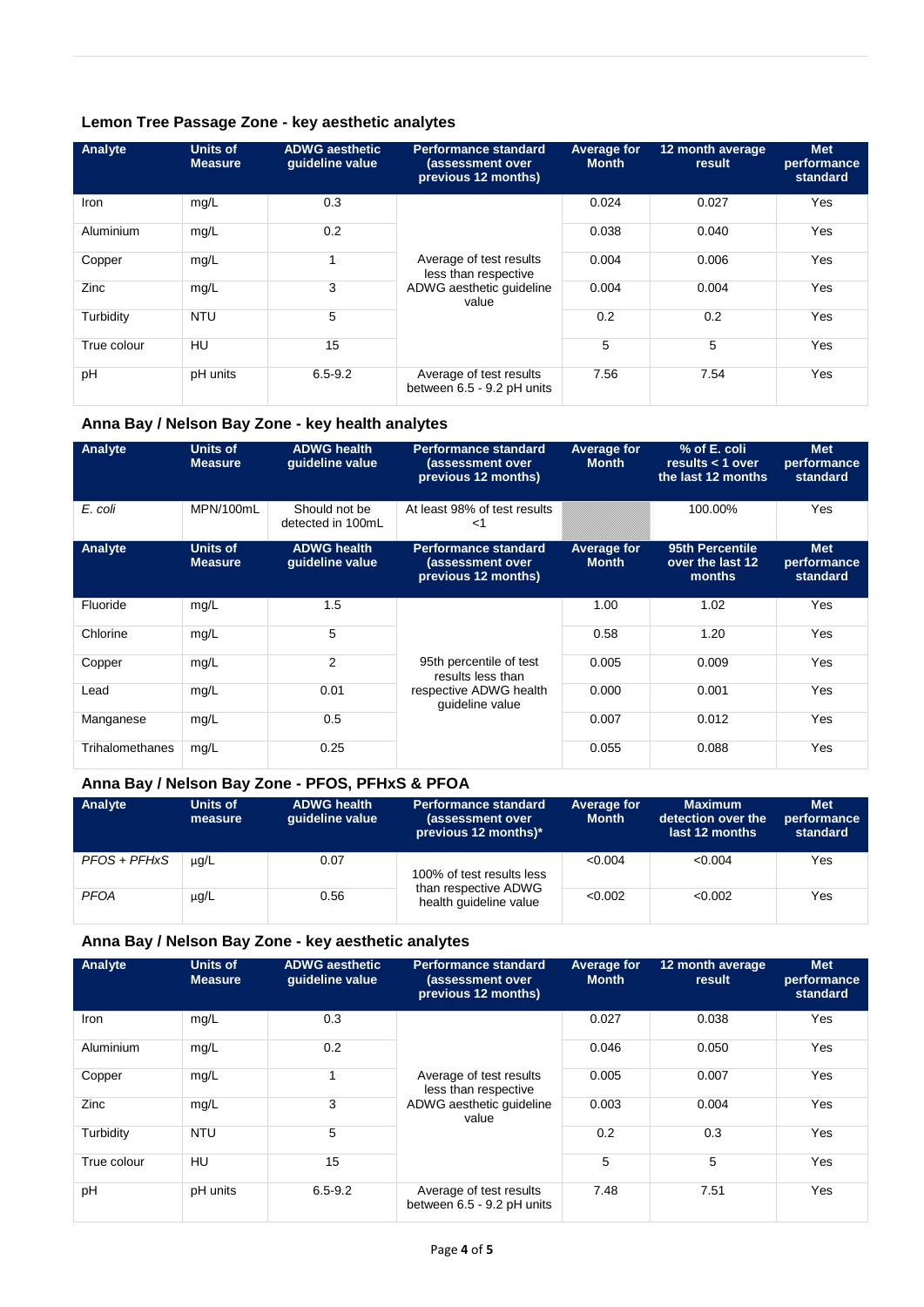### Lemon Tree Passage Zone - key aesthetic analytes

| Analyte | Units of Measure | ADWG aesthetic guideline value | Performance standard (assessment over previous 12 months) | Average for Month | 12 month average result | Met performance standard |
|---|---|---|---|---|---|---|
| Iron | mg/L | 0.3 | Average of test results less than respective ADWG aesthetic guideline value | 0.024 | 0.027 | Yes |
| Aluminium | mg/L | 0.2 | | 0.038 | 0.040 | Yes |
| Copper | mg/L | 1 | | 0.004 | 0.006 | Yes |
| Zinc | mg/L | 3 | | 0.004 | 0.004 | Yes |
| Turbidity | NTU | 5 | | 0.2 | 0.2 | Yes |
| True colour | HU | 15 | | 5 | 5 | Yes |
| pH | pH units | 6.5-9.2 | Average of test results between 6.5 - 9.2 pH units | 7.56 | 7.54 | Yes |

### Anna Bay / Nelson Bay Zone - key health analytes

| Analyte | Units of Measure | ADWG health guideline value | Performance standard (assessment over previous 12 months) | Average for Month | % of E. coli results < 1 over the last 12 months | Met performance standard |
|---|---|---|---|---|---|---|
| *E. coli* | MPN/100mL | Should not be detected in 100mL | At least 98% of test results <1 | | 100.00% | Yes |
| **Analyte** | **Units of Measure** | **ADWG health guideline value** | **Performance standard (assessment over previous 12 months)** | **Average for Month** | **95th Percentile over the last 12 months** | **Met performance standard** |
| Fluoride | mg/L | 1.5 | 95th percentile of test results less than respective ADWG health guideline value | 1.00 | 1.02 | Yes |
| Chlorine | mg/L | 5 | | 0.58 | 1.20 | Yes |
| Copper | mg/L | 2 | | 0.005 | 0.009 | Yes |
| Lead | mg/L | 0.01 | | 0.000 | 0.001 | Yes |
| Manganese | mg/L | 0.5 | | 0.007 | 0.012 | Yes |
| Trihalomethanes | mg/L | 0.25 | | 0.055 | 0.088 | Yes |

### Anna Bay / Nelson Bay Zone - PFOS, PFHxS & PFOA

| Analyte | Units of measure | ADWG health guideline value | Performance standard (assessment over previous 12 months)* | Average for Month | Maximum detection over the last 12 months | Met performance standard |
|---|---|---|---|---|---|---|
| *PFOS + PFHxS* | µg/L | 0.07 | 100% of test results less than respective ADWG health guideline value | <0.004 | <0.004 | Yes |
| *PFOA* | µg/L | 0.56 | | <0.002 | <0.002 | Yes |

### Anna Bay / Nelson Bay Zone - key aesthetic analytes

| Analyte | Units of Measure | ADWG aesthetic guideline value | Performance standard (assessment over previous 12 months) | Average for Month | 12 month average result | Met performance standard |
|---|---|---|---|---|---|---|
| Iron | mg/L | 0.3 | Average of test results less than respective ADWG aesthetic guideline value | 0.027 | 0.038 | Yes |
| Aluminium | mg/L | 0.2 | | 0.046 | 0.050 | Yes |
| Copper | mg/L | 1 | | 0.005 | 0.007 | Yes |
| Zinc | mg/L | 3 | | 0.003 | 0.004 | Yes |
| Turbidity | NTU | 5 | | 0.2 | 0.3 | Yes |
| True colour | HU | 15 | | 5 | 5 | Yes |
| pH | pH units | 6.5-9.2 | Average of test results between 6.5 - 9.2 pH units | 7.48 | 7.51 | Yes |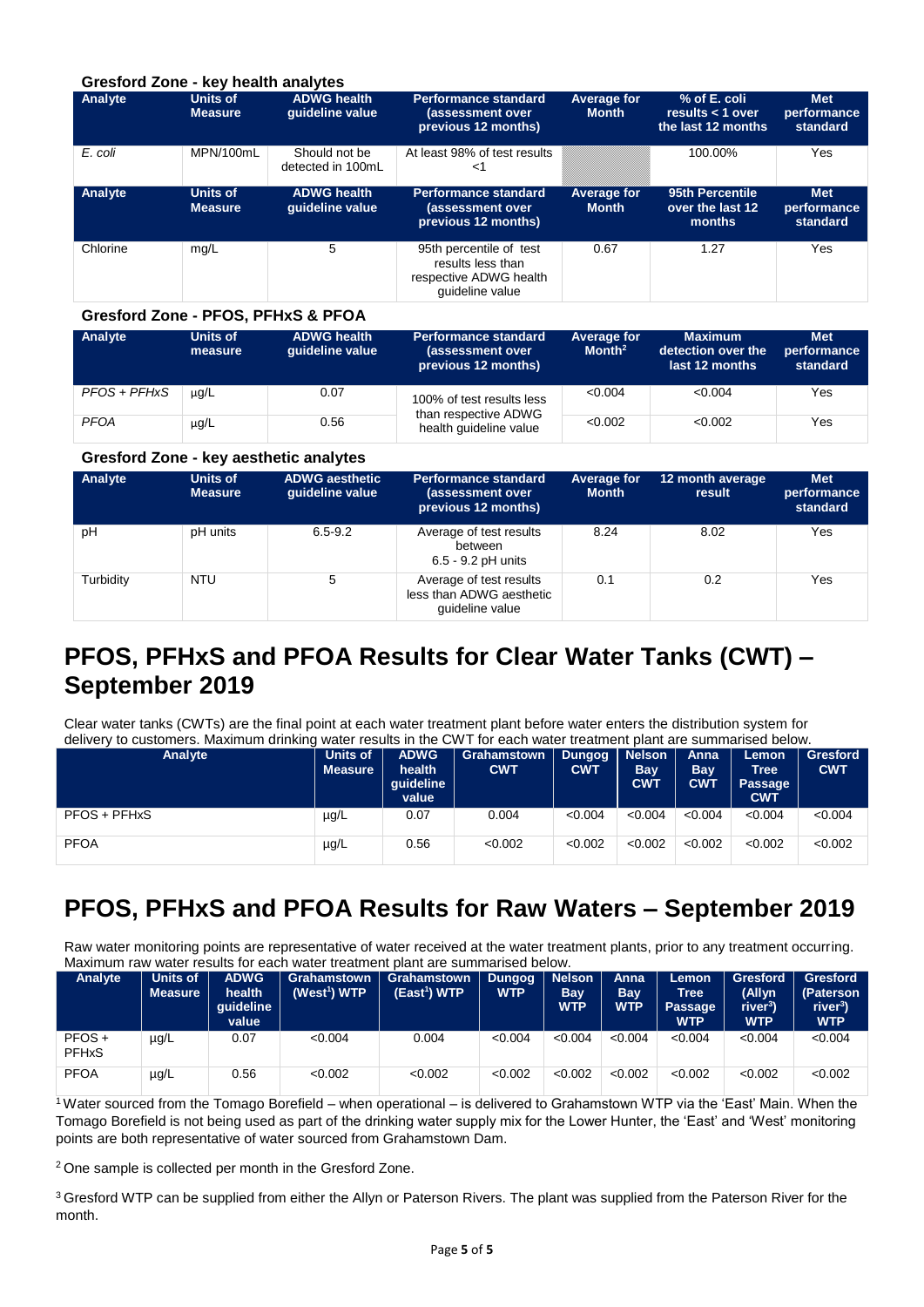### Gresford Zone - key health analytes

| Analyte | Units of Measure | ADWG health guideline value | Performance standard (assessment over previous 12 months) | Average for Month | % of E. coli results < 1 over the last 12 months | Met performance standard |
|---|---|---|---|---|---|---|
| *E. coli* | MPN/100mL | Should not be detected in 100mL | At least 98% of test results <1 | | 100.00% | Yes |
| **Analyte** | **Units of Measure** | **ADWG health guideline value** | **Performance standard (assessment over previous 12 months)** | **Average for Month** | **95th Percentile over the last 12 months** | **Met performance standard** |
| Chlorine | mg/L | 5 | 95th percentile of test results less than respective ADWG health guideline value | 0.67 | 1.27 | Yes |

### Gresford Zone - PFOS, PFHxS & PFOA

| Analyte | Units of measure | ADWG health guideline value | Performance standard (assessment over previous 12 months) | Average for Month[2] | Maximum detection over the last 12 months | Met performance standard |
|---|---|---|---|---|---|---|
| *PFOS + PFHxS* | µg/L | 0.07 | 100% of test results less than respective ADWG health guideline value | <0.004 | <0.004 | Yes |
| *PFOA* | µg/L | 0.56 | | <0.002 | <0.002 | Yes |

### Gresford Zone - key aesthetic analytes

| Analyte | Units of Measure | ADWG aesthetic guideline value | Performance standard (assessment over previous 12 months) | Average for Month | 12 month average result | Met performance standard |
|---|---|---|---|---|---|---|
| pH | pH units | 6.5-9.2 | Average of test results between 6.5 - 9.2 pH units | 8.24 | 8.02 | Yes |
| Turbidity | NTU | 5 | Average of test results less than ADWG aesthetic guideline value | 0.1 | 0.2 | Yes |

# PFOS, PFHxS and PFOA Results for Clear Water Tanks (CWT) – September 2019

Clear water tanks (CWTs) are the final point at each water treatment plant before water enters the distribution system for delivery to customers. Maximum drinking water results in the CWT for each water treatment plant are summarised below.

| Analyte | Units of Measure | ADWG health guideline value | Grahamstown CWT | Dungog CWT | Nelson Bay CWT | Anna Bay CWT | Lemon Tree Passage CWT | Gresford CWT |
|---|---|---|---|---|---|---|---|---|
| PFOS + PFHxS | µg/L | 0.07 | 0.004 | <0.004 | <0.004 | <0.004 | <0.004 | <0.004 |
| PFOA | µg/L | 0.56 | <0.002 | <0.002 | <0.002 | <0.002 | <0.002 | <0.002 |

# PFOS, PFHxS and PFOA Results for Raw Waters – September 2019

Raw water monitoring points are representative of water received at the water treatment plants, prior to any treatment occurring. Maximum raw water results for each water treatment plant are summarised below.

| Analyte | Units of Measure | ADWG health guideline value | Grahamstown (West[1]) WTP | Grahamstown (East[1]) WTP | Dungog WTP | Nelson Bay WTP | Anna Bay WTP | Lemon Tree Passage WTP | Gresford (Allyn river[3]) WTP | Gresford (Paterson river[3]) WTP |
|---|---|---|---|---|---|---|---|---|---|---|
| PFOS + PFHxS | µg/L | 0.07 | <0.004 | 0.004 | <0.004 | <0.004 | <0.004 | <0.004 | <0.004 | <0.004 |
| PFOA | µg/L | 0.56 | <0.002 | <0.002 | <0.002 | <0.002 | <0.002 | <0.002 | <0.002 | <0.002 |

[1] Water sourced from the Tomago Borefield – when operational – is delivered to Grahamstown WTP via the 'East' Main. When the Tomago Borefield is not being used as part of the drinking water supply mix for the Lower Hunter, the 'East' and 'West' monitoring points are both representative of water sourced from Grahamstown Dam.

[2] One sample is collected per month in the Gresford Zone.

[3] Gresford WTP can be supplied from either the Allyn or Paterson Rivers. The plant was supplied from the Paterson River for the month.